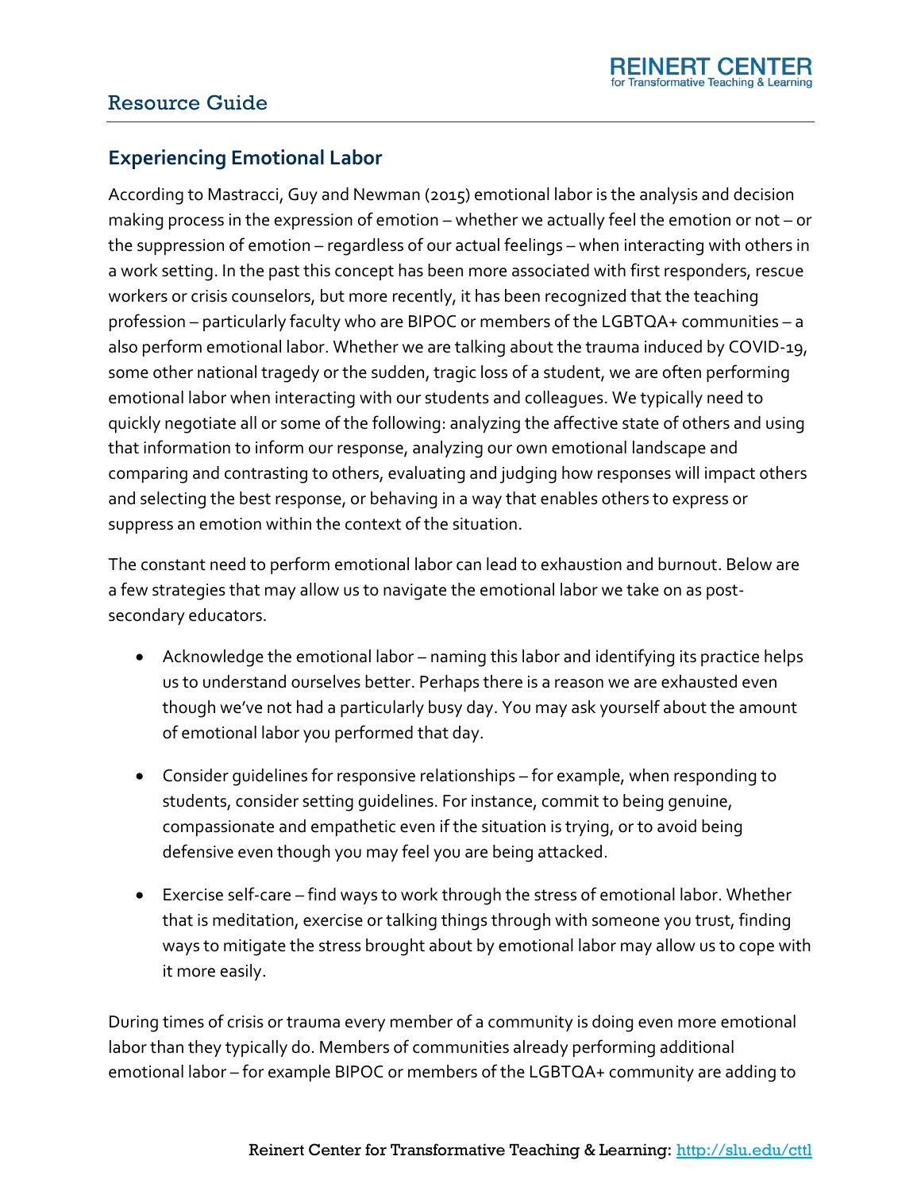## Resource Guide

### Experiencing Emotional Labor

According to Mastracci, Guy and Newman (2015) emotional labor is the analysis and decision making process in the expression of emotion – whether we actually feel the emotion or not – or the suppression of emotion – regardless of our actual feelings – when interacting with others in a work setting. In the past this concept has been more associated with first responders, rescue workers or crisis counselors, but more recently, it has been recognized that the teaching profession – particularly faculty who are BIPOC or members of the LGBTQA+ communities – a also perform emotional labor. Whether we are talking about the trauma induced by COVID-19, some other national tragedy or the sudden, tragic loss of a student, we are often performing emotional labor when interacting with our students and colleagues. We typically need to quickly negotiate all or some of the following: analyzing the affective state of others and using that information to inform our response, analyzing our own emotional landscape and comparing and contrasting to others, evaluating and judging how responses will impact others and selecting the best response, or behaving in a way that enables others to express or suppress an emotion within the context of the situation.

The constant need to perform emotional labor can lead to exhaustion and burnout. Below are a few strategies that may allow us to navigate the emotional labor we take on as post-secondary educators.

- Acknowledge the emotional labor – naming this labor and identifying its practice helps us to understand ourselves better. Perhaps there is a reason we are exhausted even though we've not had a particularly busy day. You may ask yourself about the amount of emotional labor you performed that day.
- Consider guidelines for responsive relationships – for example, when responding to students, consider setting guidelines. For instance, commit to being genuine, compassionate and empathetic even if the situation is trying, or to avoid being defensive even though you may feel you are being attacked.
- Exercise self-care – find ways to work through the stress of emotional labor. Whether that is meditation, exercise or talking things through with someone you trust, finding ways to mitigate the stress brought about by emotional labor may allow us to cope with it more easily.

During times of crisis or trauma every member of a community is doing even more emotional labor than they typically do. Members of communities already performing additional emotional labor – for example BIPOC or members of the LGBTQA+ community are adding to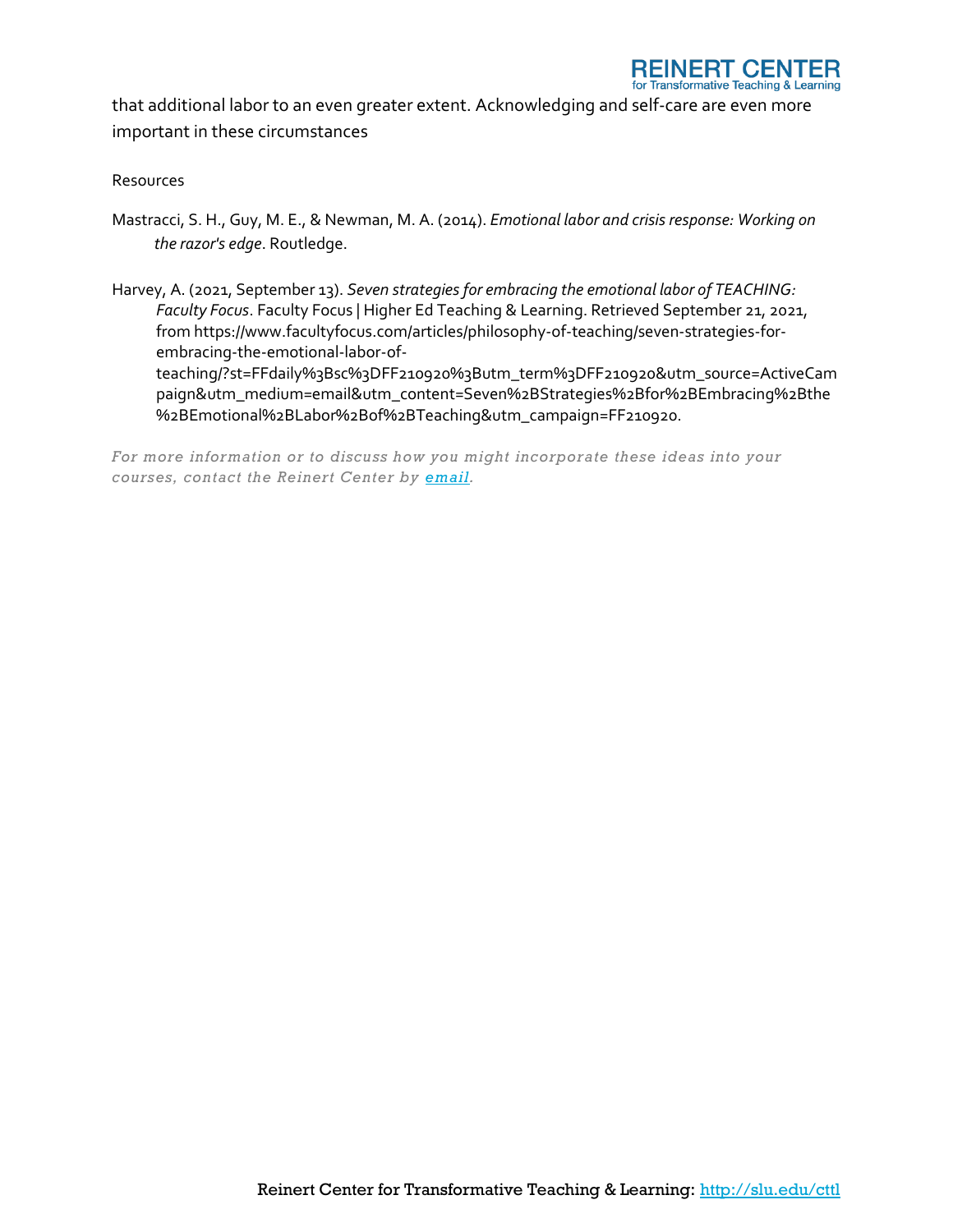that additional labor to an even greater extent. Acknowledging and self-care are even more important in these circumstances

Resources

Mastracci, S. H., Guy, M. E., & Newman, M. A. (2014). *Emotional labor and crisis response: Working on the razor's edge*. Routledge.

Harvey, A. (2021, September 13). *Seven strategies for embracing the emotional labor of TEACHING: Faculty Focus*. Faculty Focus | Higher Ed Teaching & Learning. Retrieved September 21, 2021, from https://www.facultyfocus.com/articles/philosophy-of-teaching/seven-strategies-for-embracing-the-emotional-labor-of-teaching/?st=FFdaily%3Bsc%3DFF210920%3Butm_term%3DFF210920&utm_source=ActiveCampaign&utm_medium=email&utm_content=Seven%2BStrategies%2Bfor%2BEmbracing%2Bthe%2BEmotional%2BLabor%2Bof%2BTeaching&utm_campaign=FF210920.

*For more information or to discuss how you might incorporate these ideas into your courses, contact the Reinert Center by [email](#).*